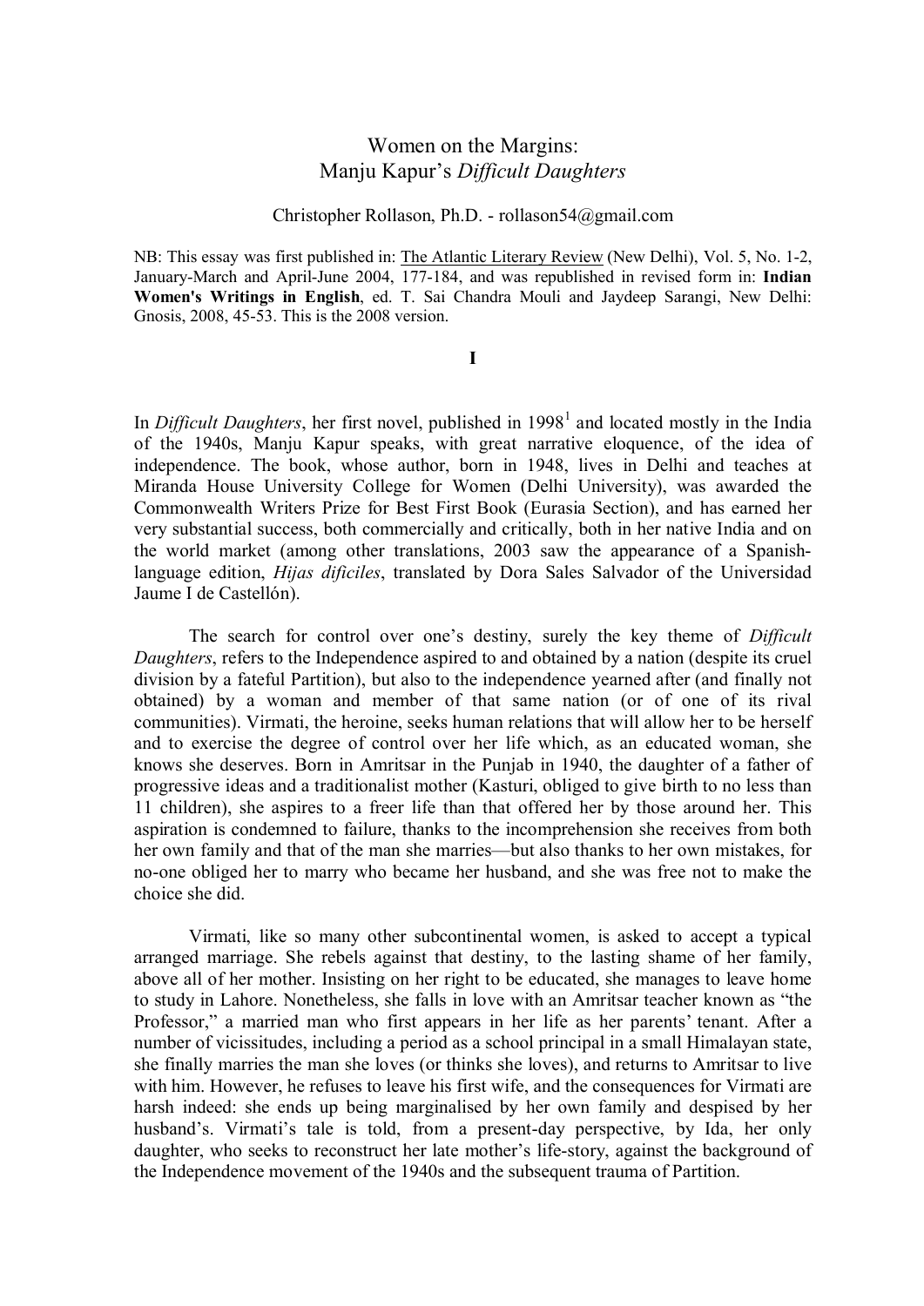# Women on the Margins:
# Manju Kapur's *Difficult Daughters*

Christopher Rollason, Ph.D. - rollason54@gmail.com

NB: This essay was first published in: The Atlantic Literary Review (New Delhi), Vol. 5, No. 1-2, January-March and April-June 2004, 177-184, and was republished in revised form in: **Indian Women's Writings in English**, ed. T. Sai Chandra Mouli and Jaydeep Sarangi, New Delhi: Gnosis, 2008, 45-53. This is the 2008 version.

## I

In *Difficult Daughters*, her first novel, published in 1998[1] and located mostly in the India of the 1940s, Manju Kapur speaks, with great narrative eloquence, of the idea of independence. The book, whose author, born in 1948, lives in Delhi and teaches at Miranda House University College for Women (Delhi University), was awarded the Commonwealth Writers Prize for Best First Book (Eurasia Section), and has earned her very substantial success, both commercially and critically, both in her native India and on the world market (among other translations, 2003 saw the appearance of a Spanish-language edition, *Hijas difíciles*, translated by Dora Sales Salvador of the Universidad Jaume I de Castellón).

The search for control over one's destiny, surely the key theme of *Difficult Daughters*, refers to the Independence aspired to and obtained by a nation (despite its cruel division by a fateful Partition), but also to the independence yearned after (and finally not obtained) by a woman and member of that same nation (or of one of its rival communities). Virmati, the heroine, seeks human relations that will allow her to be herself and to exercise the degree of control over her life which, as an educated woman, she knows she deserves. Born in Amritsar in the Punjab in 1940, the daughter of a father of progressive ideas and a traditionalist mother (Kasturi, obliged to give birth to no less than 11 children), she aspires to a freer life than that offered her by those around her. This aspiration is condemned to failure, thanks to the incomprehension she receives from both her own family and that of the man she marries—but also thanks to her own mistakes, for no-one obliged her to marry who became her husband, and she was free not to make the choice she did.

Virmati, like so many other subcontinental women, is asked to accept a typical arranged marriage. She rebels against that destiny, to the lasting shame of her family, above all of her mother. Insisting on her right to be educated, she manages to leave home to study in Lahore. Nonetheless, she falls in love with an Amritsar teacher known as "the Professor," a married man who first appears in her life as her parents' tenant. After a number of vicissitudes, including a period as a school principal in a small Himalayan state, she finally marries the man she loves (or thinks she loves), and returns to Amritsar to live with him. However, he refuses to leave his first wife, and the consequences for Virmati are harsh indeed: she ends up being marginalised by her own family and despised by her husband's. Virmati's tale is told, from a present-day perspective, by Ida, her only daughter, who seeks to reconstruct her late mother's life-story, against the background of the Independence movement of the 1940s and the subsequent trauma of Partition.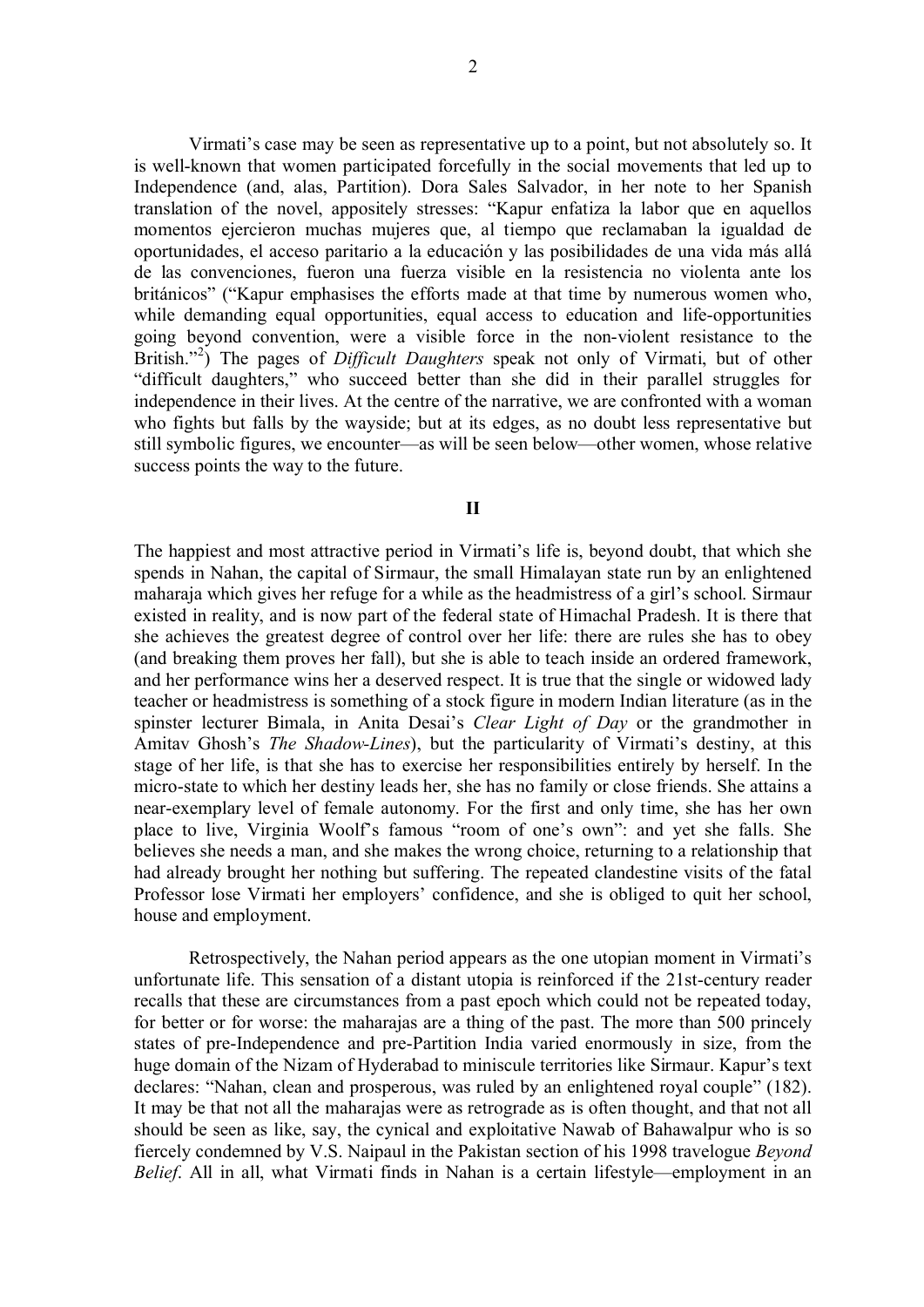Virmati's case may be seen as representative up to a point, but not absolutely so. It is well-known that women participated forcefully in the social movements that led up to Independence (and, alas, Partition). Dora Sales Salvador, in her note to her Spanish translation of the novel, appositely stresses: "Kapur enfatiza la labor que en aquellos momentos ejercieron muchas mujeres que, al tiempo que reclamaban la igualdad de oportunidades, el acceso paritario a la educación y las posibilidades de una vida más allá de las convenciones, fueron una fuerza visible en la resistencia no violenta ante los británicos" ("Kapur emphasises the efforts made at that time by numerous women who, while demanding equal opportunities, equal access to education and life-opportunities going beyond convention, were a visible force in the non-violent resistance to the British."[2]) The pages of *Difficult Daughters* speak not only of Virmati, but of other "difficult daughters," who succeed better than she did in their parallel struggles for independence in their lives. At the centre of the narrative, we are confronted with a woman who fights but falls by the wayside; but at its edges, as no doubt less representative but still symbolic figures, we encounter—as will be seen below—other women, whose relative success points the way to the future.

## II

The happiest and most attractive period in Virmati's life is, beyond doubt, that which she spends in Nahan, the capital of Sirmaur, the small Himalayan state run by an enlightened maharaja which gives her refuge for a while as the headmistress of a girl's school. Sirmaur existed in reality, and is now part of the federal state of Himachal Pradesh. It is there that she achieves the greatest degree of control over her life: there are rules she has to obey (and breaking them proves her fall), but she is able to teach inside an ordered framework, and her performance wins her a deserved respect. It is true that the single or widowed lady teacher or headmistress is something of a stock figure in modern Indian literature (as in the spinster lecturer Bimala, in Anita Desai's *Clear Light of Day* or the grandmother in Amitav Ghosh's *The Shadow-Lines*), but the particularity of Virmati's destiny, at this stage of her life, is that she has to exercise her responsibilities entirely by herself. In the micro-state to which her destiny leads her, she has no family or close friends. She attains a near-exemplary level of female autonomy. For the first and only time, she has her own place to live, Virginia Woolf's famous "room of one's own": and yet she falls. She believes she needs a man, and she makes the wrong choice, returning to a relationship that had already brought her nothing but suffering. The repeated clandestine visits of the fatal Professor lose Virmati her employers' confidence, and she is obliged to quit her school, house and employment.

Retrospectively, the Nahan period appears as the one utopian moment in Virmati's unfortunate life. This sensation of a distant utopia is reinforced if the 21st-century reader recalls that these are circumstances from a past epoch which could not be repeated today, for better or for worse: the maharajas are a thing of the past. The more than 500 princely states of pre-Independence and pre-Partition India varied enormously in size, from the huge domain of the Nizam of Hyderabad to miniscule territories like Sirmaur. Kapur's text declares: "Nahan, clean and prosperous, was ruled by an enlightened royal couple" (182). It may be that not all the maharajas were as retrograde as is often thought, and that not all should be seen as like, say, the cynical and exploitative Nawab of Bahawalpur who is so fiercely condemned by V.S. Naipaul in the Pakistan section of his 1998 travelogue *Beyond Belief*. All in all, what Virmati finds in Nahan is a certain lifestyle—employment in an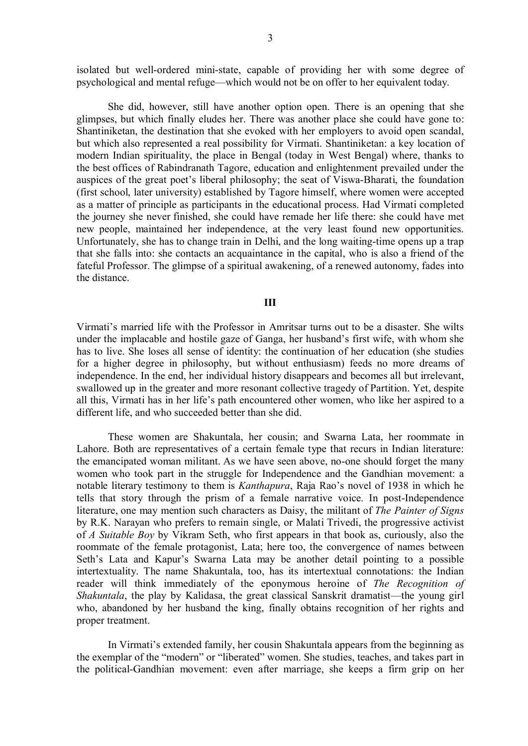isolated but well-ordered mini-state, capable of providing her with some degree of psychological and mental refuge—which would not be on offer to her equivalent today.

She did, however, still have another option open. There is an opening that she glimpses, but which finally eludes her. There was another place she could have gone to: Shantiniketan, the destination that she evoked with her employers to avoid open scandal, but which also represented a real possibility for Virmati. Shantiniketan: a key location of modern Indian spirituality, the place in Bengal (today in West Bengal) where, thanks to the best offices of Rabindranath Tagore, education and enlightenment prevailed under the auspices of the great poet's liberal philosophy; the seat of Viswa-Bharati, the foundation (first school, later university) established by Tagore himself, where women were accepted as a matter of principle as participants in the educational process. Had Virmati completed the journey she never finished, she could have remade her life there: she could have met new people, maintained her independence, at the very least found new opportunities. Unfortunately, she has to change train in Delhi, and the long waiting-time opens up a trap that she falls into: she contacts an acquaintance in the capital, who is also a friend of the fateful Professor. The glimpse of a spiritual awakening, of a renewed autonomy, fades into the distance.

## III

Virmati's married life with the Professor in Amritsar turns out to be a disaster. She wilts under the implacable and hostile gaze of Ganga, her husband's first wife, with whom she has to live. She loses all sense of identity: the continuation of her education (she studies for a higher degree in philosophy, but without enthusiasm) feeds no more dreams of independence. In the end, her individual history disappears and becomes all but irrelevant, swallowed up in the greater and more resonant collective tragedy of Partition. Yet, despite all this, Virmati has in her life's path encountered other women, who like her aspired to a different life, and who succeeded better than she did.

These women are Shakuntala, her cousin; and Swarna Lata, her roommate in Lahore. Both are representatives of a certain female type that recurs in Indian literature: the emancipated woman militant. As we have seen above, no-one should forget the many women who took part in the struggle for Independence and the Gandhian movement: a notable literary testimony to them is *Kanthapura*, Raja Rao's novel of 1938 in which he tells that story through the prism of a female narrative voice. In post-Independence literature, one may mention such characters as Daisy, the militant of *The Painter of Signs* by R.K. Narayan who prefers to remain single, or Malati Trivedi, the progressive activist of *A Suitable Boy* by Vikram Seth, who first appears in that book as, curiously, also the roommate of the female protagonist, Lata; here too, the convergence of names between Seth's Lata and Kapur's Swarna Lata may be another detail pointing to a possible intertextuality. The name Shakuntala, too, has its intertextual connotations: the Indian reader will think immediately of the eponymous heroine of *The Recognition of Shakuntala*, the play by Kalidasa, the great classical Sanskrit dramatist—the young girl who, abandoned by her husband the king, finally obtains recognition of her rights and proper treatment.

In Virmati's extended family, her cousin Shakuntala appears from the beginning as the exemplar of the "modern" or "liberated" women. She studies, teaches, and takes part in the political-Gandhian movement: even after marriage, she keeps a firm grip on her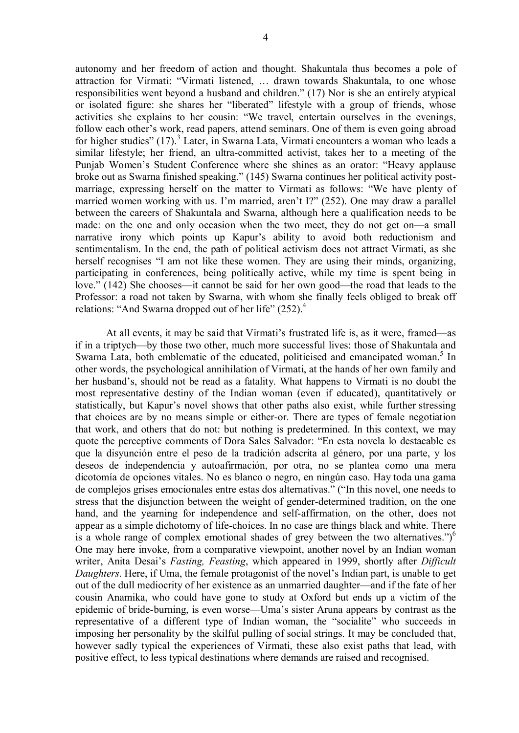autonomy and her freedom of action and thought. Shakuntala thus becomes a pole of attraction for Virmati: "Virmati listened, … drawn towards Shakuntala, to one whose responsibilities went beyond a husband and children." (17) Nor is she an entirely atypical or isolated figure: she shares her "liberated" lifestyle with a group of friends, whose activities she explains to her cousin: "We travel, entertain ourselves in the evenings, follow each other's work, read papers, attend seminars. One of them is even going abroad for higher studies" (17).[3] Later, in Swarna Lata, Virmati encounters a woman who leads a similar lifestyle; her friend, an ultra-committed activist, takes her to a meeting of the Punjab Women's Student Conference where she shines as an orator: "Heavy applause broke out as Swarna finished speaking." (145) Swarna continues her political activity post-marriage, expressing herself on the matter to Virmati as follows: "We have plenty of married women working with us. I'm married, aren't I?" (252). One may draw a parallel between the careers of Shakuntala and Swarna, although here a qualification needs to be made: on the one and only occasion when the two meet, they do not get on—a small narrative irony which points up Kapur's ability to avoid both reductionism and sentimentalism. In the end, the path of political activism does not attract Virmati, as she herself recognises "I am not like these women. They are using their minds, organizing, participating in conferences, being politically active, while my time is spent being in love." (142) She chooses—it cannot be said for her own good—the road that leads to the Professor: a road not taken by Swarna, with whom she finally feels obliged to break off relations: "And Swarna dropped out of her life" (252).[4]

At all events, it may be said that Virmati's frustrated life is, as it were, framed—as if in a triptych—by those two other, much more successful lives: those of Shakuntala and Swarna Lata, both emblematic of the educated, politicised and emancipated woman.[5] In other words, the psychological annihilation of Virmati, at the hands of her own family and her husband's, should not be read as a fatality. What happens to Virmati is no doubt the most representative destiny of the Indian woman (even if educated), quantitatively or statistically, but Kapur's novel shows that other paths also exist, while further stressing that choices are by no means simple or either-or. There are types of female negotiation that work, and others that do not: but nothing is predetermined. In this context, we may quote the perceptive comments of Dora Sales Salvador: "En esta novela lo destacable es que la disyunción entre el peso de la tradición adscrita al género, por una parte, y los deseos de independencia y autoafirmación, por otra, no se plantea como una mera dicotomía de opciones vitales. No es blanco o negro, en ningún caso. Hay toda una gama de complejos grises emocionales entre estas dos alternativas." ("In this novel, one needs to stress that the disjunction between the weight of gender-determined tradition, on the one hand, and the yearning for independence and self-affirmation, on the other, does not appear as a simple dichotomy of life-choices. In no case are things black and white. There is a whole range of complex emotional shades of grey between the two alternatives.")[6] One may here invoke, from a comparative viewpoint, another novel by an Indian woman writer, Anita Desai's *Fasting, Feasting*, which appeared in 1999, shortly after *Difficult Daughters*. Here, if Uma, the female protagonist of the novel's Indian part, is unable to get out of the dull mediocrity of her existence as an unmarried daughter—and if the fate of her cousin Anamika, who could have gone to study at Oxford but ends up a victim of the epidemic of bride-burning, is even worse—Uma's sister Aruna appears by contrast as the representative of a different type of Indian woman, the "socialite" who succeeds in imposing her personality by the skilful pulling of social strings. It may be concluded that, however sadly typical the experiences of Virmati, these also exist paths that lead, with positive effect, to less typical destinations where demands are raised and recognised.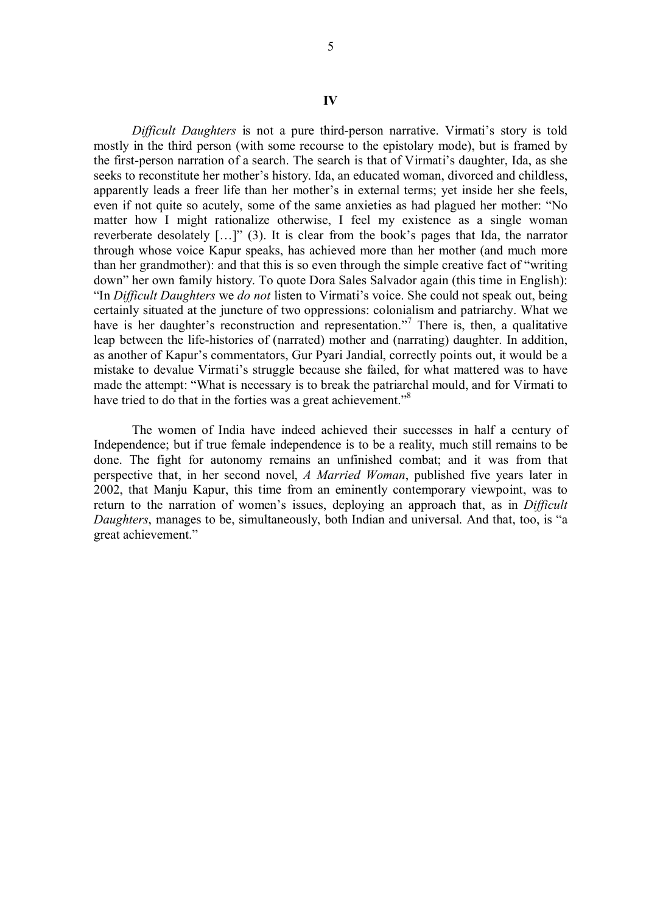## IV

*Difficult Daughters* is not a pure third-person narrative. Virmati's story is told mostly in the third person (with some recourse to the epistolary mode), but is framed by the first-person narration of a search. The search is that of Virmati's daughter, Ida, as she seeks to reconstitute her mother's history. Ida, an educated woman, divorced and childless, apparently leads a freer life than her mother's in external terms; yet inside her she feels, even if not quite so acutely, some of the same anxieties as had plagued her mother: "No matter how I might rationalize otherwise, I feel my existence as a single woman reverberate desolately […]" (3). It is clear from the book's pages that Ida, the narrator through whose voice Kapur speaks, has achieved more than her mother (and much more than her grandmother): and that this is so even through the simple creative fact of "writing down" her own family history. To quote Dora Sales Salvador again (this time in English): "In *Difficult Daughters* we *do not* listen to Virmati's voice. She could not speak out, being certainly situated at the juncture of two oppressions: colonialism and patriarchy. What we have is her daughter's reconstruction and representation."[7] There is, then, a qualitative leap between the life-histories of (narrated) mother and (narrating) daughter. In addition, as another of Kapur's commentators, Gur Pyari Jandial, correctly points out, it would be a mistake to devalue Virmati's struggle because she failed, for what mattered was to have made the attempt: "What is necessary is to break the patriarchal mould, and for Virmati to have tried to do that in the forties was a great achievement."[8]

The women of India have indeed achieved their successes in half a century of Independence; but if true female independence is to be a reality, much still remains to be done. The fight for autonomy remains an unfinished combat; and it was from that perspective that, in her second novel, *A Married Woman*, published five years later in 2002, that Manju Kapur, this time from an eminently contemporary viewpoint, was to return to the narration of women's issues, deploying an approach that, as in *Difficult Daughters*, manages to be, simultaneously, both Indian and universal. And that, too, is "a great achievement."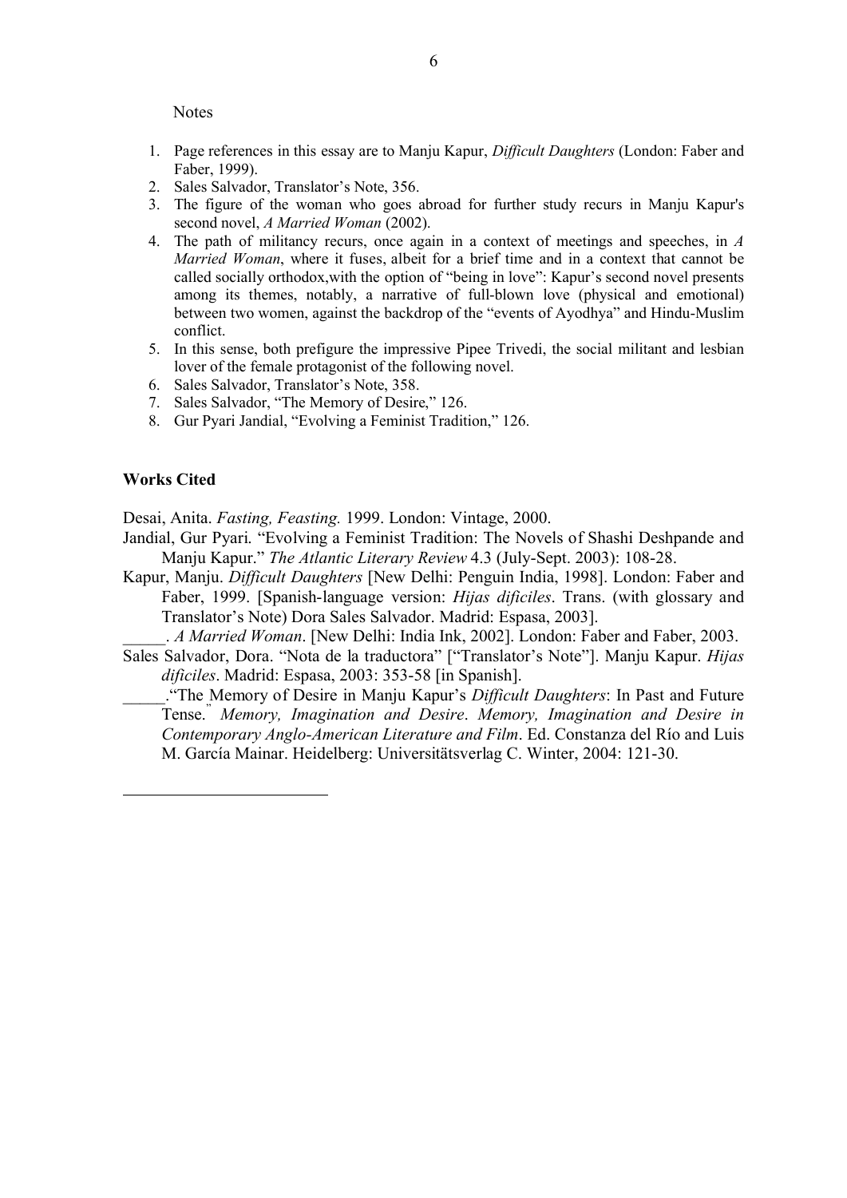Notes

1. Page references in this essay are to Manju Kapur, *Difficult Daughters* (London: Faber and Faber, 1999).
2. Sales Salvador, Translator's Note, 356.
3. The figure of the woman who goes abroad for further study recurs in Manju Kapur's second novel, *A Married Woman* (2002).
4. The path of militancy recurs, once again in a context of meetings and speeches, in *A Married Woman*, where it fuses, albeit for a brief time and in a context that cannot be called socially orthodox,with the option of "being in love": Kapur's second novel presents among its themes, notably, a narrative of full-blown love (physical and emotional) between two women, against the backdrop of the "events of Ayodhya" and Hindu-Muslim conflict.
5. In this sense, both prefigure the impressive Pipee Trivedi, the social militant and lesbian lover of the female protagonist of the following novel.
6. Sales Salvador, Translator's Note, 358.
7. Sales Salvador, "The Memory of Desire," 126.
8. Gur Pyari Jandial, "Evolving a Feminist Tradition," 126.

## Works Cited

Desai, Anita. *Fasting, Feasting.* 1999. London: Vintage, 2000.

Jandial, Gur Pyari. "Evolving a Feminist Tradition: The Novels of Shashi Deshpande and Manju Kapur." *The Atlantic Literary Review* 4.3 (July-Sept. 2003): 108-28.

Kapur, Manju. *Difficult Daughters* [New Delhi: Penguin India, 1998]. London: Faber and Faber, 1999. [Spanish-language version: *Hijas difíciles*. Trans. (with glossary and Translator's Note) Dora Sales Salvador. Madrid: Espasa, 2003].

_____. *A Married Woman*. [New Delhi: India Ink, 2002]. London: Faber and Faber, 2003.

Sales Salvador, Dora. "Nota de la traductora" ["Translator's Note"]. Manju Kapur. *Hijas difíciles*. Madrid: Espasa, 2003: 353-58 [in Spanish].

_____."The Memory of Desire in Manju Kapur's *Difficult Daughters*: In Past and Future Tense." *Memory, Imagination and Desire*. *Memory, Imagination and Desire in Contemporary Anglo-American Literature and Film*. Ed. Constanza del Río and Luis M. García Mainar. Heidelberg: Universitätsverlag C. Winter, 2004: 121-30.